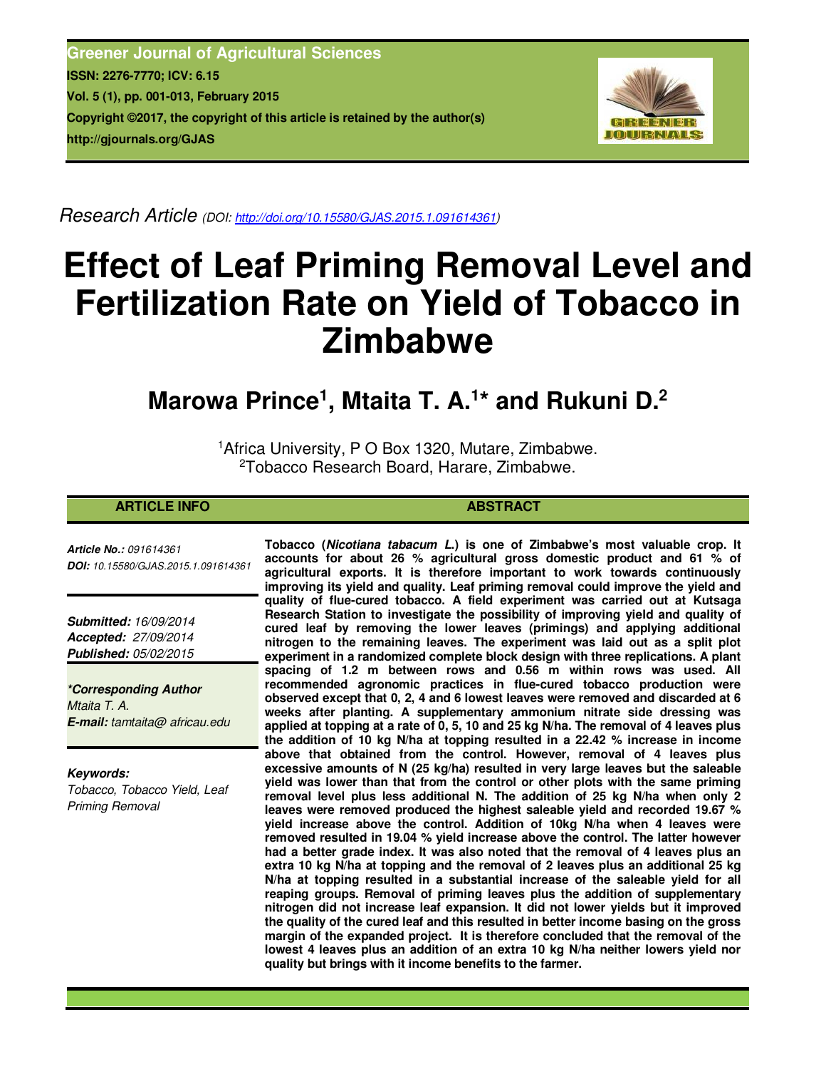Greener Journal of Agricultural Sciences
ISSN: 2276-7770; ICV: 6.15
Vol. 5 (1), pp. 001-013, February 2015
Copyright ©2017, the copyright of this article is retained by the author(s)
http://gjournals.org/GJAS

*Research Article* (DOI: http://doi.org/10.15580/GJAS.2015.1.091614361)

# Effect of Leaf Priming Removal Level and Fertilization Rate on Yield of Tobacco in Zimbabwe

## Marowa Prince[1], Mtaita T. A.[1]* and Rukuni D.[2]

[1]Africa University, P O Box 1320, Mutare, Zimbabwe.
[2]Tobacco Research Board, Harare, Zimbabwe.

### ARTICLE INFO

***Article No.:*** *091614361*
***DOI:*** *10.15580/GJAS.2015.1.091614361*

***Submitted:*** *16/09/2014*
***Accepted:*** *27/09/2014*
***Published:*** *05/02/2015*

***\*Corresponding Author***
*Mtaita T. A.*
***E-mail:*** *tamtaita@ africau.edu*

***Keywords:***
*Tobacco, Tobacco Yield, Leaf Priming Removal*

### ABSTRACT

**Tobacco (*Nicotiana tabacum L.*) is one of Zimbabwe's most valuable crop. It accounts for about 26 % agricultural gross domestic product and 61 % of agricultural exports. It is therefore important to work towards continuously improving its yield and quality. Leaf priming removal could improve the yield and quality of flue-cured tobacco. A field experiment was carried out at Kutsaga Research Station to investigate the possibility of improving yield and quality of cured leaf by removing the lower leaves (primings) and applying additional nitrogen to the remaining leaves. The experiment was laid out as a split plot experiment in a randomized complete block design with three replications. A plant spacing of 1.2 m between rows and 0.56 m within rows was used. All recommended agronomic practices in flue-cured tobacco production were observed except that 0, 2, 4 and 6 lowest leaves were removed and discarded at 6 weeks after planting. A supplementary ammonium nitrate side dressing was applied at topping at a rate of 0, 5, 10 and 25 kg N/ha. The removal of 4 leaves plus the addition of 10 kg N/ha at topping resulted in a 22.42 % increase in income above that obtained from the control. However, removal of 4 leaves plus excessive amounts of N (25 kg/ha) resulted in very large leaves but the saleable yield was lower than that from the control or other plots with the same priming removal level plus less additional N. The addition of 25 kg N/ha when only 2 leaves were removed produced the highest saleable yield and recorded 19.67 % yield increase above the control. Addition of 10kg N/ha when 4 leaves were removed resulted in 19.04 % yield increase above the control. The latter however had a better grade index. It was also noted that the removal of 4 leaves plus an extra 10 kg N/ha at topping and the removal of 2 leaves plus an additional 25 kg N/ha at topping resulted in a substantial increase of the saleable yield for all reaping groups. Removal of priming leaves plus the addition of supplementary nitrogen did not increase leaf expansion. It did not lower yields but it improved the quality of the cured leaf and this resulted in better income basing on the gross margin of the expanded project. It is therefore concluded that the removal of the lowest 4 leaves plus an addition of an extra 10 kg N/ha neither lowers yield nor quality but brings with it income benefits to the farmer.**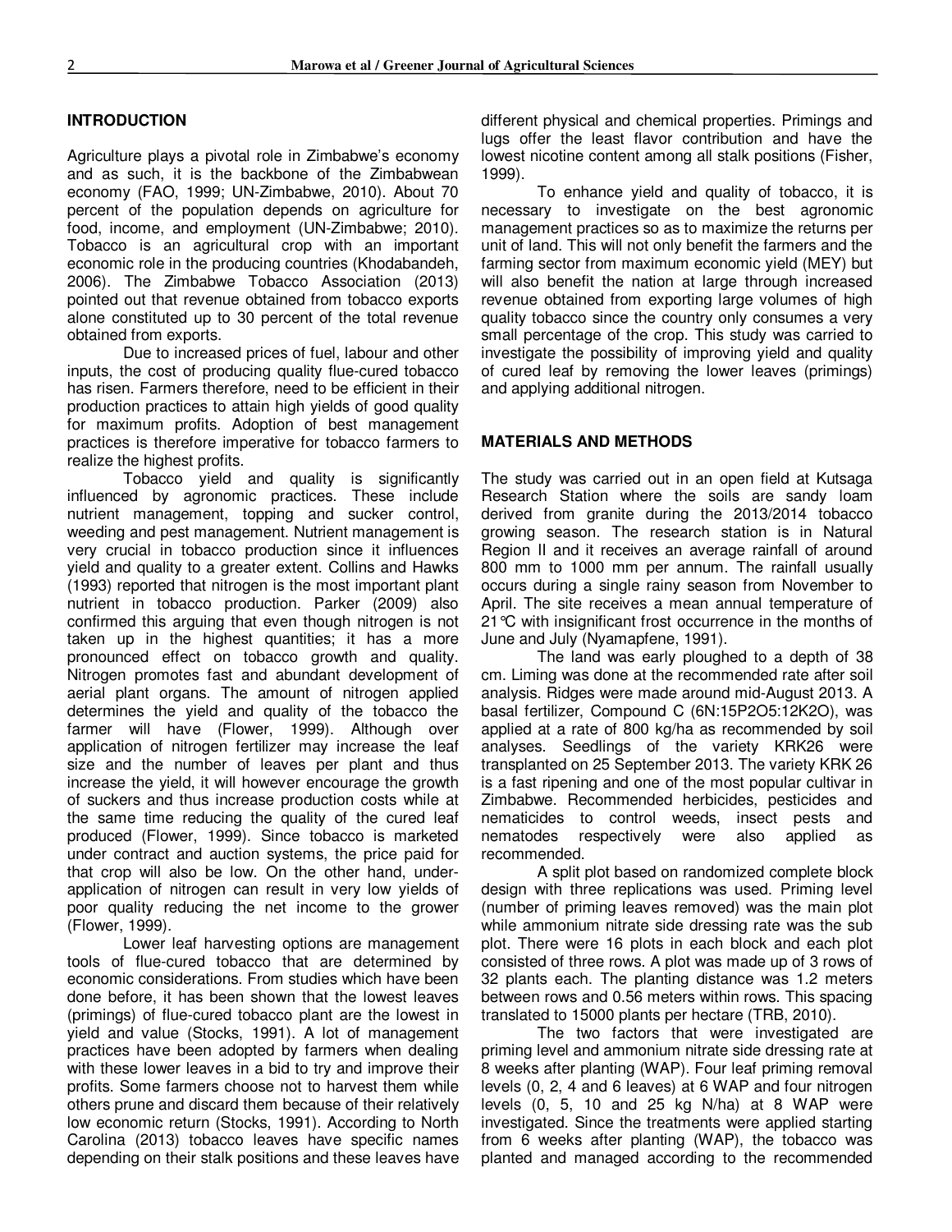## INTRODUCTION

Agriculture plays a pivotal role in Zimbabwe's economy and as such, it is the backbone of the Zimbabwean economy (FAO, 1999; UN-Zimbabwe, 2010). About 70 percent of the population depends on agriculture for food, income, and employment (UN-Zimbabwe; 2010). Tobacco is an agricultural crop with an important economic role in the producing countries (Khodabandeh, 2006). The Zimbabwe Tobacco Association (2013) pointed out that revenue obtained from tobacco exports alone constituted up to 30 percent of the total revenue obtained from exports.

Due to increased prices of fuel, labour and other inputs, the cost of producing quality flue-cured tobacco has risen. Farmers therefore, need to be efficient in their production practices to attain high yields of good quality for maximum profits. Adoption of best management practices is therefore imperative for tobacco farmers to realize the highest profits.

Tobacco yield and quality is significantly influenced by agronomic practices. These include nutrient management, topping and sucker control, weeding and pest management. Nutrient management is very crucial in tobacco production since it influences yield and quality to a greater extent. Collins and Hawks (1993) reported that nitrogen is the most important plant nutrient in tobacco production. Parker (2009) also confirmed this arguing that even though nitrogen is not taken up in the highest quantities; it has a more pronounced effect on tobacco growth and quality. Nitrogen promotes fast and abundant development of aerial plant organs. The amount of nitrogen applied determines the yield and quality of the tobacco the farmer will have (Flower, 1999). Although over application of nitrogen fertilizer may increase the leaf size and the number of leaves per plant and thus increase the yield, it will however encourage the growth of suckers and thus increase production costs while at the same time reducing the quality of the cured leaf produced (Flower, 1999). Since tobacco is marketed under contract and auction systems, the price paid for that crop will also be low. On the other hand, under-application of nitrogen can result in very low yields of poor quality reducing the net income to the grower (Flower, 1999).

Lower leaf harvesting options are management tools of flue-cured tobacco that are determined by economic considerations. From studies which have been done before, it has been shown that the lowest leaves (primings) of flue-cured tobacco plant are the lowest in yield and value (Stocks, 1991). A lot of management practices have been adopted by farmers when dealing with these lower leaves in a bid to try and improve their profits. Some farmers choose not to harvest them while others prune and discard them because of their relatively low economic return (Stocks, 1991). According to North Carolina (2013) tobacco leaves have specific names depending on their stalk positions and these leaves have different physical and chemical properties. Primings and lugs offer the least flavor contribution and have the lowest nicotine content among all stalk positions (Fisher, 1999).

To enhance yield and quality of tobacco, it is necessary to investigate on the best agronomic management practices so as to maximize the returns per unit of land. This will not only benefit the farmers and the farming sector from maximum economic yield (MEY) but will also benefit the nation at large through increased revenue obtained from exporting large volumes of high quality tobacco since the country only consumes a very small percentage of the crop. This study was carried to investigate the possibility of improving yield and quality of cured leaf by removing the lower leaves (primings) and applying additional nitrogen.

## MATERIALS AND METHODS

The study was carried out in an open field at Kutsaga Research Station where the soils are sandy loam derived from granite during the 2013/2014 tobacco growing season. The research station is in Natural Region II and it receives an average rainfall of around 800 mm to 1000 mm per annum. The rainfall usually occurs during a single rainy season from November to April. The site receives a mean annual temperature of 21℃ with insignificant frost occurrence in the months of June and July (Nyamapfene, 1991).

The land was early ploughed to a depth of 38 cm. Liming was done at the recommended rate after soil analysis. Ridges were made around mid-August 2013. A basal fertilizer, Compound C (6N:15$P_2O_5$:12$K_2O$), was applied at a rate of 800 kg/ha as recommended by soil analyses. Seedlings of the variety KRK26 were transplanted on 25 September 2013. The variety KRK 26 is a fast ripening and one of the most popular cultivar in Zimbabwe. Recommended herbicides, pesticides and nematicides to control weeds, insect pests and nematodes respectively were also applied as recommended.

A split plot based on randomized complete block design with three replications was used. Priming level (number of priming leaves removed) was the main plot while ammonium nitrate side dressing rate was the sub plot. There were 16 plots in each block and each plot consisted of three rows. A plot was made up of 3 rows of 32 plants each. The planting distance was 1.2 meters between rows and 0.56 meters within rows. This spacing translated to 15000 plants per hectare (TRB, 2010).

The two factors that were investigated are priming level and ammonium nitrate side dressing rate at 8 weeks after planting (WAP). Four leaf priming removal levels (0, 2, 4 and 6 leaves) at 6 WAP and four nitrogen levels (0, 5, 10 and 25 kg N/ha) at 8 WAP were investigated. Since the treatments were applied starting from 6 weeks after planting (WAP), the tobacco was planted and managed according to the recommended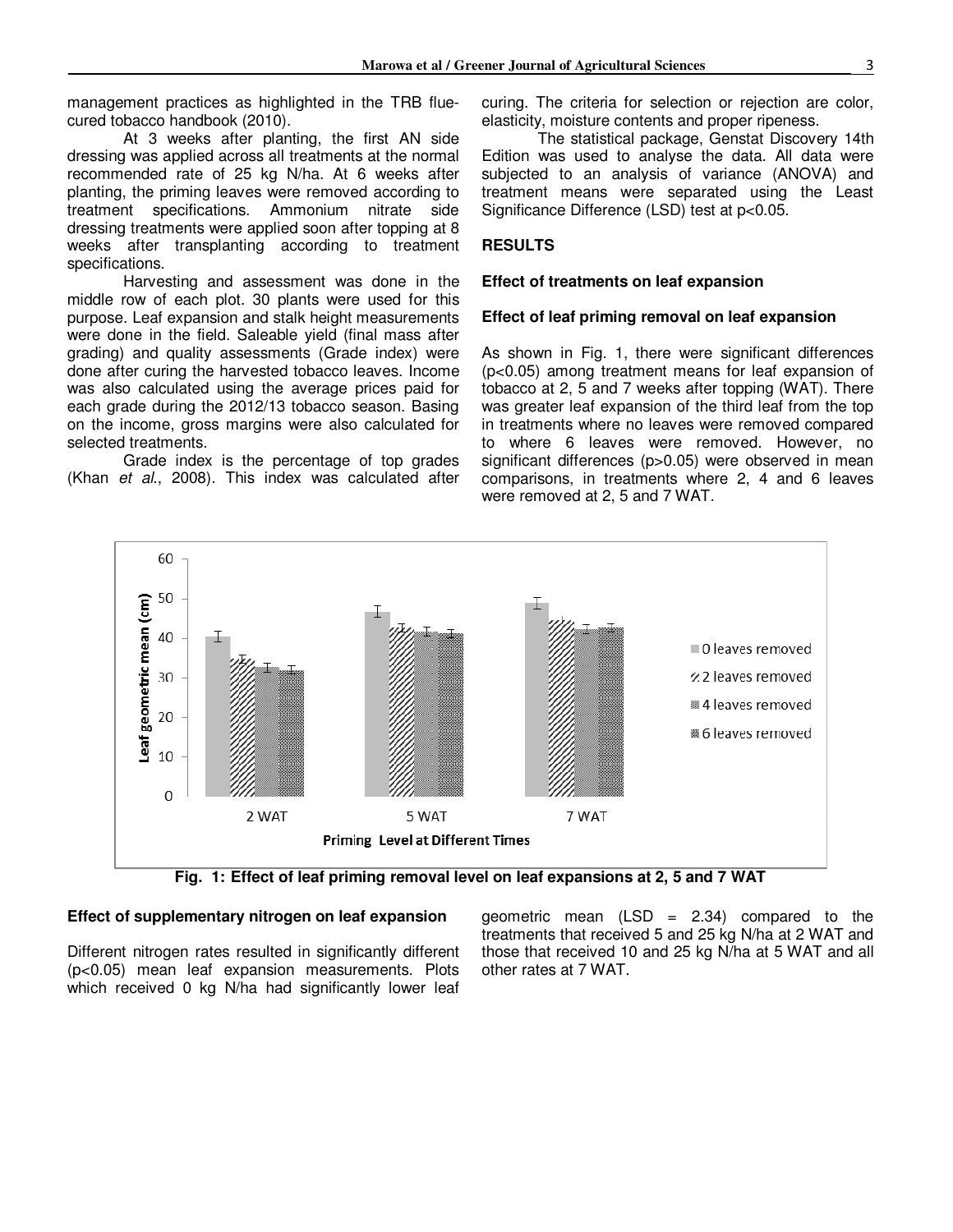management practices as highlighted in the TRB flue-cured tobacco handbook (2010).

At 3 weeks after planting, the first AN side dressing was applied across all treatments at the normal recommended rate of 25 kg N/ha. At 6 weeks after planting, the priming leaves were removed according to treatment specifications. Ammonium nitrate side dressing treatments were applied soon after topping at 8 weeks after transplanting according to treatment specifications.

Harvesting and assessment was done in the middle row of each plot. 30 plants were used for this purpose. Leaf expansion and stalk height measurements were done in the field. Saleable yield (final mass after grading) and quality assessments (Grade index) were done after curing the harvested tobacco leaves. Income was also calculated using the average prices paid for each grade during the 2012/13 tobacco season. Basing on the income, gross margins were also calculated for selected treatments.

Grade index is the percentage of top grades (Khan *et al*., 2008). This index was calculated after curing. The criteria for selection or rejection are color, elasticity, moisture contents and proper ripeness.

The statistical package, Genstat Discovery 14th Edition was used to analyse the data. All data were subjected to an analysis of variance (ANOVA) and treatment means were separated using the Least Significance Difference (LSD) test at $p<0.05$.

## RESULTS

### Effect of treatments on leaf expansion

#### Effect of leaf priming removal on leaf expansion

As shown in Fig. 1, there were significant differences ($p<0.05$) among treatment means for leaf expansion of tobacco at 2, 5 and 7 weeks after topping (WAT). There was greater leaf expansion of the third leaf from the top in treatments where no leaves were removed compared to where 6 leaves were removed. However, no significant differences ($p>0.05$) were observed in mean comparisons, in treatments where 2, 4 and 6 leaves were removed at 2, 5 and 7 WAT.

**Fig. 1: Effect of leaf priming removal level on leaf expansions at 2, 5 and 7 WAT**

#### Effect of supplementary nitrogen on leaf expansion

Different nitrogen rates resulted in significantly different ($p<0.05$) mean leaf expansion measurements. Plots which received 0 kg N/ha had significantly lower leaf geometric mean (LSD = 2.34) compared to the treatments that received 5 and 25 kg N/ha at 2 WAT and those that received 10 and 25 kg N/ha at 5 WAT and all other rates at 7 WAT.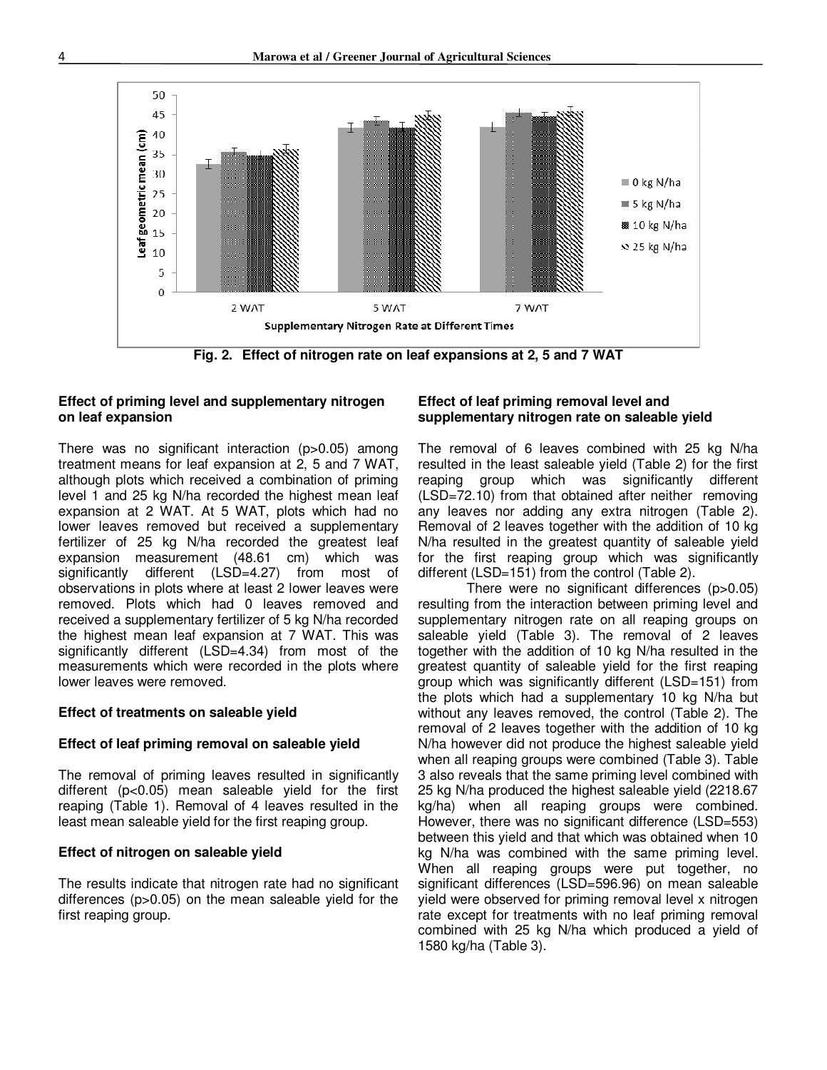Fig. 2. Effect of nitrogen rate on leaf expansions at 2, 5 and 7 WAT

### Effect of priming level and supplementary nitrogen on leaf expansion

There was no significant interaction ($p>0.05$) among treatment means for leaf expansion at 2, 5 and 7 WAT, although plots which received a combination of priming level 1 and 25 kg N/ha recorded the highest mean leaf expansion at 2 WAT. At 5 WAT, plots which had no lower leaves removed but received a supplementary fertilizer of 25 kg N/ha recorded the greatest leaf expansion measurement (48.61 cm) which was significantly different (LSD=4.27) from most of observations in plots where at least 2 lower leaves were removed. Plots which had 0 leaves removed and received a supplementary fertilizer of 5 kg N/ha recorded the highest mean leaf expansion at 7 WAT. This was significantly different (LSD=4.34) from most of the measurements which were recorded in the plots where lower leaves were removed.

### Effect of treatments on saleable yield

### Effect of leaf priming removal on saleable yield

The removal of priming leaves resulted in significantly different ($p<0.05$) mean saleable yield for the first reaping (Table 1). Removal of 4 leaves resulted in the least mean saleable yield for the first reaping group.

### Effect of nitrogen on saleable yield

The results indicate that nitrogen rate had no significant differences ($p>0.05$) on the mean saleable yield for the first reaping group.

### Effect of leaf priming removal level and supplementary nitrogen rate on saleable yield

The removal of 6 leaves combined with 25 kg N/ha resulted in the least saleable yield (Table 2) for the first reaping group which was significantly different (LSD=72.10) from that obtained after neither removing any leaves nor adding any extra nitrogen (Table 2). Removal of 2 leaves together with the addition of 10 kg N/ha resulted in the greatest quantity of saleable yield for the first reaping group which was significantly different (LSD=151) from the control (Table 2).

There were no significant differences ($p>0.05$) resulting from the interaction between priming level and supplementary nitrogen rate on all reaping groups on saleable yield (Table 3). The removal of 2 leaves together with the addition of 10 kg N/ha resulted in the greatest quantity of saleable yield for the first reaping group which was significantly different (LSD=151) from the plots which had a supplementary 10 kg N/ha but without any leaves removed, the control (Table 2). The removal of 2 leaves together with the addition of 10 kg N/ha however did not produce the highest saleable yield when all reaping groups were combined (Table 3). Table 3 also reveals that the same priming level combined with 25 kg N/ha produced the highest saleable yield (2218.67 kg/ha) when all reaping groups were combined. However, there was no significant difference (LSD=553) between this yield and that which was obtained when 10 kg N/ha was combined with the same priming level. When all reaping groups were put together, no significant differences (LSD=596.96) on mean saleable yield were observed for priming removal level x nitrogen rate except for treatments with no leaf priming removal combined with 25 kg N/ha which produced a yield of 1580 kg/ha (Table 3).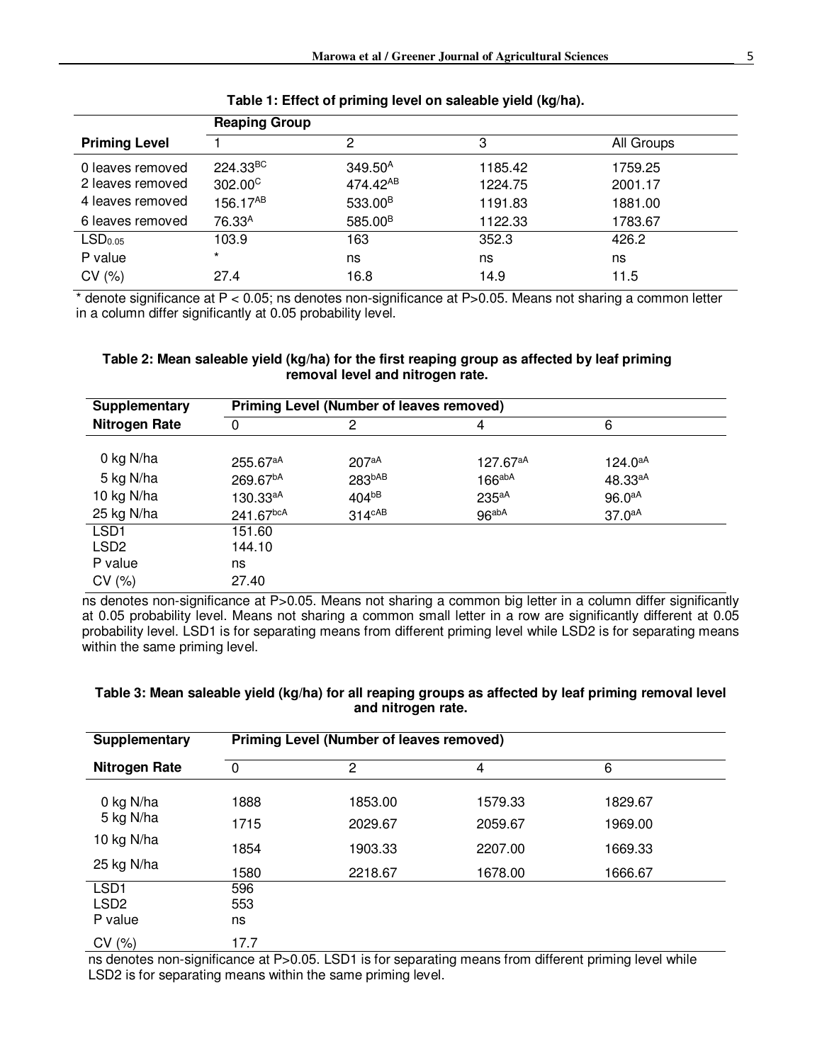**Table 1: Effect of priming level on saleable yield (kg/ha).**

| | Reaping Group | | | |
|---|---|---|---|---|
| **Priming Level** | 1 | 2 | 3 | All Groups |
| 0 leaves removed | 224.33$^{BC}$ | 349.50$^{A}$ | 1185.42 | 1759.25 |
| 2 leaves removed | 302.00$^{C}$ | 474.42$^{AB}$ | 1224.75 | 2001.17 |
| 4 leaves removed | 156.17$^{AB}$ | 533.00$^{B}$ | 1191.83 | 1881.00 |
| 6 leaves removed | 76.33$^{A}$ | 585.00$^{B}$ | 1122.33 | 1783.67 |
| $LSD_{0.05}$ | 103.9 | 163 | 352.3 | 426.2 |
| P value | * | ns | ns | ns |
| CV (%) | 27.4 | 16.8 | 14.9 | 11.5 |

* denote significance at $P < 0.05$; ns denotes non-significance at $P>0.05$. Means not sharing a common letter in a column differ significantly at 0.05 probability level.

**Table 2: Mean saleable yield (kg/ha) for the first reaping group as affected by leaf priming removal level and nitrogen rate.**

| Supplementary | Priming Level (Number of leaves removed) | | | |
|---|---|---|---|---|
| **Nitrogen Rate** | 0 | 2 | 4 | 6 |
| 0 kg N/ha | 255.67$^{aA}$ | 207$^{aA}$ | 127.67$^{aA}$ | 124.0$^{aA}$ |
| 5 kg N/ha | 269.67$^{bA}$ | 283$^{bAB}$ | 166$^{abA}$ | 48.33$^{aA}$ |
| 10 kg N/ha | 130.33$^{aA}$ | 404$^{bB}$ | 235$^{aA}$ | 96.0$^{aA}$ |
| 25 kg N/ha | 241.67$^{bcA}$ | 314$^{cAB}$ | 96$^{abA}$ | 37.0$^{aA}$ |
| LSD1 | 151.60 | | | |
| LSD2 | 144.10 | | | |
| P value | ns | | | |
| CV (%) | 27.40 | | | |

ns denotes non-significance at $P>0.05$. Means not sharing a common big letter in a column differ significantly at 0.05 probability level. Means not sharing a common small letter in a row are significantly different at 0.05 probability level. LSD1 is for separating means from different priming level while LSD2 is for separating means within the same priming level.

**Table 3: Mean saleable yield (kg/ha) for all reaping groups as affected by leaf priming removal level and nitrogen rate.**

| Supplementary | Priming Level (Number of leaves removed) | | | |
|---|---|---|---|---|
| **Nitrogen Rate** | 0 | 2 | 4 | 6 |
| 0 kg N/ha | 1888 | 1853.00 | 1579.33 | 1829.67 |
| 5 kg N/ha | 1715 | 2029.67 | 2059.67 | 1969.00 |
| 10 kg N/ha | 1854 | 1903.33 | 2207.00 | 1669.33 |
| 25 kg N/ha | 1580 | 2218.67 | 1678.00 | 1666.67 |
| LSD1 | 596 | | | |
| LSD2 | 553 | | | |
| P value | ns | | | |
| CV (%) | 17.7 | | | |

ns denotes non-significance at $P>0.05$. LSD1 is for separating means from different priming level while LSD2 is for separating means within the same priming level.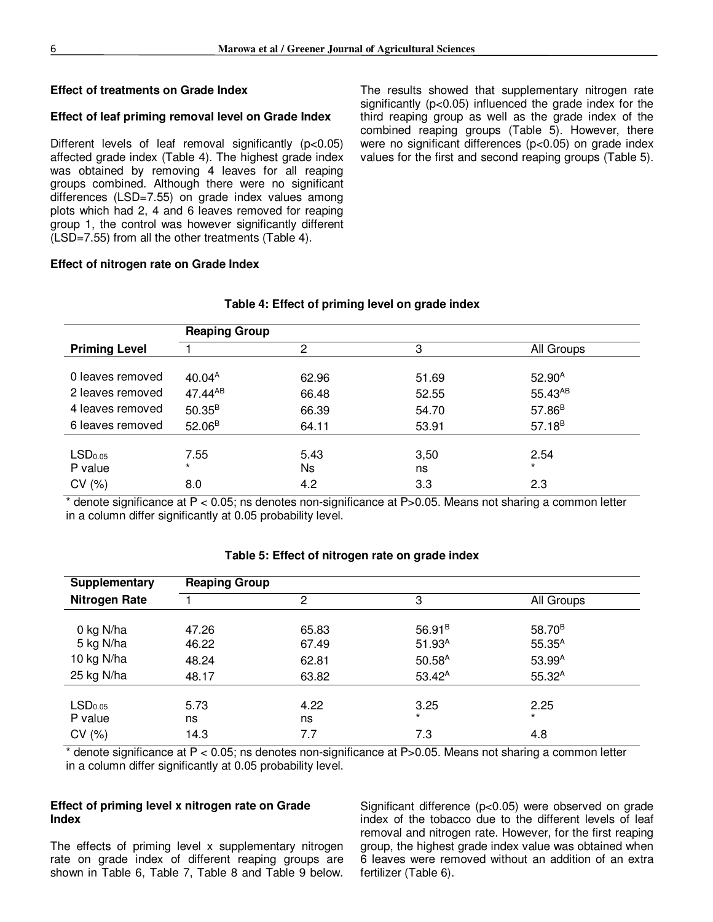## Effect of treatments on Grade Index

### Effect of leaf priming removal level on Grade Index

Different levels of leaf removal significantly ($p<0.05$) affected grade index (Table 4). The highest grade index was obtained by removing 4 leaves for all reaping groups combined. Although there were no significant differences (LSD=7.55) on grade index values among plots which had 2, 4 and 6 leaves removed for reaping group 1, the control was however significantly different (LSD=7.55) from all the other treatments (Table 4).

### Effect of nitrogen rate on Grade Index

The results showed that supplementary nitrogen rate significantly ($p<0.05$) influenced the grade index for the third reaping group as well as the grade index of the combined reaping groups (Table 5). However, there were no significant differences ($p<0.05$) on grade index values for the first and second reaping groups (Table 5).

**Table 4: Effect of priming level on grade index**

| | Reaping Group | | | |
|---|---|---|---|---|
| **Priming Level** | 1 | 2 | 3 | All Groups |
| 0 leaves removed | $40.04^{A}$ | 62.96 | 51.69 | $52.90^{A}$ |
| 2 leaves removed | $47.44^{AB}$ | 66.48 | 52.55 | $55.43^{AB}$ |
| 4 leaves removed | $50.35^{B}$ | 66.39 | 54.70 | $57.86^{B}$ |
| 6 leaves removed | $52.06^{B}$ | 64.11 | 53.91 | $57.18^{B}$ |
| $LSD_{0.05}$ | 7.55 | 5.43 | 3,50 | 2.54 |
| P value | * | Ns | ns | * |
| CV (%) | 8.0 | 4.2 | 3.3 | 2.3 |

* denote significance at $P < 0.05$; ns denotes non-significance at $P>0.05$. Means not sharing a common letter in a column differ significantly at 0.05 probability level.

**Table 5: Effect of nitrogen rate on grade index**

| Supplementary | Reaping Group | | | |
|---|---|---|---|---|
| **Nitrogen Rate** | 1 | 2 | 3 | All Groups |
| 0 kg N/ha | 47.26 | 65.83 | $56.91^{B}$ | $58.70^{B}$ |
| 5 kg N/ha | 46.22 | 67.49 | $51.93^{A}$ | $55.35^{A}$ |
| 10 kg N/ha | 48.24 | 62.81 | $50.58^{A}$ | $53.99^{A}$ |
| 25 kg N/ha | 48.17 | 63.82 | $53.42^{A}$ | $55.32^{A}$ |
| $LSD_{0.05}$ | 5.73 | 4.22 | 3.25 | 2.25 |
| P value | ns | ns | * | * |
| CV (%) | 14.3 | 7.7 | 7.3 | 4.8 |

* denote significance at $P < 0.05$; ns denotes non-significance at $P>0.05$. Means not sharing a common letter in a column differ significantly at 0.05 probability level.

### Effect of priming level x nitrogen rate on Grade Index

The effects of priming level x supplementary nitrogen rate on grade index of different reaping groups are shown in Table 6, Table 7, Table 8 and Table 9 below.

Significant difference ($p<0.05$) were observed on grade index of the tobacco due to the different levels of leaf removal and nitrogen rate. However, for the first reaping group, the highest grade index value was obtained when 6 leaves were removed without an addition of an extra fertilizer (Table 6).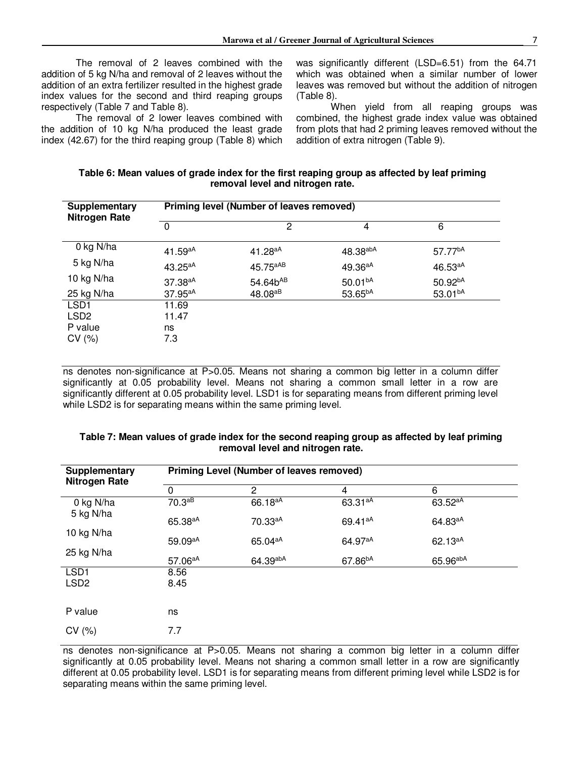The removal of 2 leaves combined with the addition of 5 kg N/ha and removal of 2 leaves without the addition of an extra fertilizer resulted in the highest grade index values for the second and third reaping groups respectively (Table 7 and Table 8).

The removal of 2 lower leaves combined with the addition of 10 kg N/ha produced the least grade index (42.67) for the third reaping group (Table 8) which was significantly different (LSD=6.51) from the 64.71 which was obtained when a similar number of lower leaves was removed but without the addition of nitrogen (Table 8).

When yield from all reaping groups was combined, the highest grade index value was obtained from plots that had 2 priming leaves removed without the addition of extra nitrogen (Table 9).

**Table 6: Mean values of grade index for the first reaping group as affected by leaf priming removal level and nitrogen rate.**

| Supplementary Nitrogen Rate | Priming level (Number of leaves removed) | | | |
|---|---|---|---|---|
| | 0 | 2 | 4 | 6 |
| 0 kg N/ha | 41.59[aA] | 41.28[aA] | 48.38[abA] | 57.77[bA] |
| 5 kg N/ha | 43.25[aA] | 45.75[aAB] | 49.36[aA] | 46.53[aA] |
| 10 kg N/ha | 37.38[aA] | 54.64b[AB] | 50.01[bA] | 50.92[bA] |
| 25 kg N/ha | 37.95[aA] | 48.08[aB] | 53.65[bA] | 53.01[bA] |
| LSD1 | 11.69 | | | |
| LSD2 | 11.47 | | | |
| P value | ns | | | |
| CV (%) | 7.3 | | | |

ns denotes non-significance at P>0.05. Means not sharing a common big letter in a column differ significantly at 0.05 probability level. Means not sharing a common small letter in a row are significantly different at 0.05 probability level. LSD1 is for separating means from different priming level while LSD2 is for separating means within the same priming level.

**Table 7: Mean values of grade index for the second reaping group as affected by leaf priming removal level and nitrogen rate.**

| Supplementary Nitrogen Rate | Priming Level (Number of leaves removed) | | | |
|---|---|---|---|---|
| | 0 | 2 | 4 | 6 |
| 0 kg N/ha | 70.3[aB] | 66.18[aA] | 63.31[aA] | 63.52[aA] |
| 5 kg N/ha | 65.38[aA] | 70.33[aA] | 69.41[aA] | 64.83[aA] |
| 10 kg N/ha | 59.09[aA] | 65.04[aA] | 64.97[aA] | 62.13[aA] |
| 25 kg N/ha | 57.06[aA] | 64.39[abA] | 67.86[bA] | 65.96[abA] |
| LSD1 | 8.56 | | | |
| LSD2 | 8.45 | | | |
| P value | ns | | | |
| CV (%) | 7.7 | | | |

ns denotes non-significance at P>0.05. Means not sharing a common big letter in a column differ significantly at 0.05 probability level. Means not sharing a common small letter in a row are significantly different at 0.05 probability level. LSD1 is for separating means from different priming level while LSD2 is for separating means within the same priming level.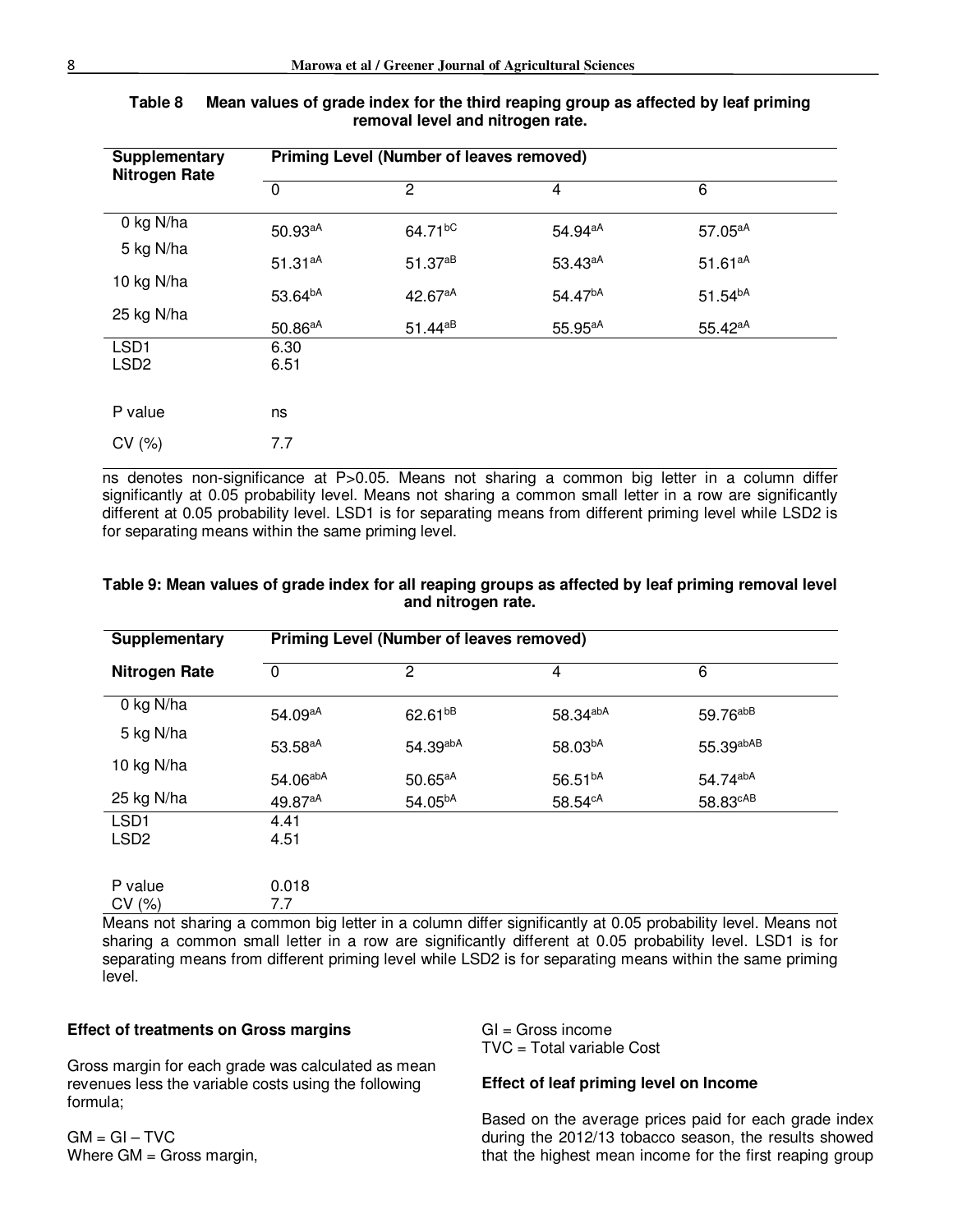**Table 8 Mean values of grade index for the third reaping group as affected by leaf priming removal level and nitrogen rate.**

| Supplementary Nitrogen Rate | Priming Level (Number of leaves removed) | | | |
|---|---|---|---|---|
| | 0 | 2 | 4 | 6 |
| 0 kg N/ha | 50.93$^{aA}$ | 64.71$^{bC}$ | 54.94$^{aA}$ | 57.05$^{aA}$ |
| 5 kg N/ha | 51.31$^{aA}$ | 51.37$^{aB}$ | 53.43$^{aA}$ | 51.61$^{aA}$ |
| 10 kg N/ha | 53.64$^{bA}$ | 42.67$^{aA}$ | 54.47$^{bA}$ | 51.54$^{bA}$ |
| 25 kg N/ha | 50.86$^{aA}$ | 51.44$^{aB}$ | 55.95$^{aA}$ | 55.42$^{aA}$ |
| LSD1 | 6.30 | | | |
| LSD2 | 6.51 | | | |
| P value | ns | | | |
| CV (%) | 7.7 | | | |

ns denotes non-significance at P>0.05. Means not sharing a common big letter in a column differ significantly at 0.05 probability level. Means not sharing a common small letter in a row are significantly different at 0.05 probability level. LSD1 is for separating means from different priming level while LSD2 is for separating means within the same priming level.

**Table 9: Mean values of grade index for all reaping groups as affected by leaf priming removal level and nitrogen rate.**

| Supplementary Nitrogen Rate | Priming Level (Number of leaves removed) | | | |
|---|---|---|---|---|
| | 0 | 2 | 4 | 6 |
| 0 kg N/ha | 54.09$^{aA}$ | 62.61$^{bB}$ | 58.34$^{abA}$ | 59.76$^{abB}$ |
| 5 kg N/ha | 53.58$^{aA}$ | 54.39$^{abA}$ | 58.03$^{bA}$ | 55.39$^{abAB}$ |
| 10 kg N/ha | 54.06$^{abA}$ | 50.65$^{aA}$ | 56.51$^{bA}$ | 54.74$^{abA}$ |
| 25 kg N/ha | 49.87$^{aA}$ | 54.05$^{bA}$ | 58.54$^{cA}$ | 58.83$^{cAB}$ |
| LSD1 | 4.41 | | | |
| LSD2 | 4.51 | | | |
| P value | 0.018 | | | |
| CV (%) | 7.7 | | | |

Means not sharing a common big letter in a column differ significantly at 0.05 probability level. Means not sharing a common small letter in a row are significantly different at 0.05 probability level. LSD1 is for separating means from different priming level while LSD2 is for separating means within the same priming level.

**Effect of treatments on Gross margins**

Gross margin for each grade was calculated as mean revenues less the variable costs using the following formula;

GM = GI – TVC
Where GM = Gross margin,
GI = Gross income
TVC = Total variable Cost

**Effect of leaf priming level on Income**

Based on the average prices paid for each grade index during the 2012/13 tobacco season, the results showed that the highest mean income for the first reaping group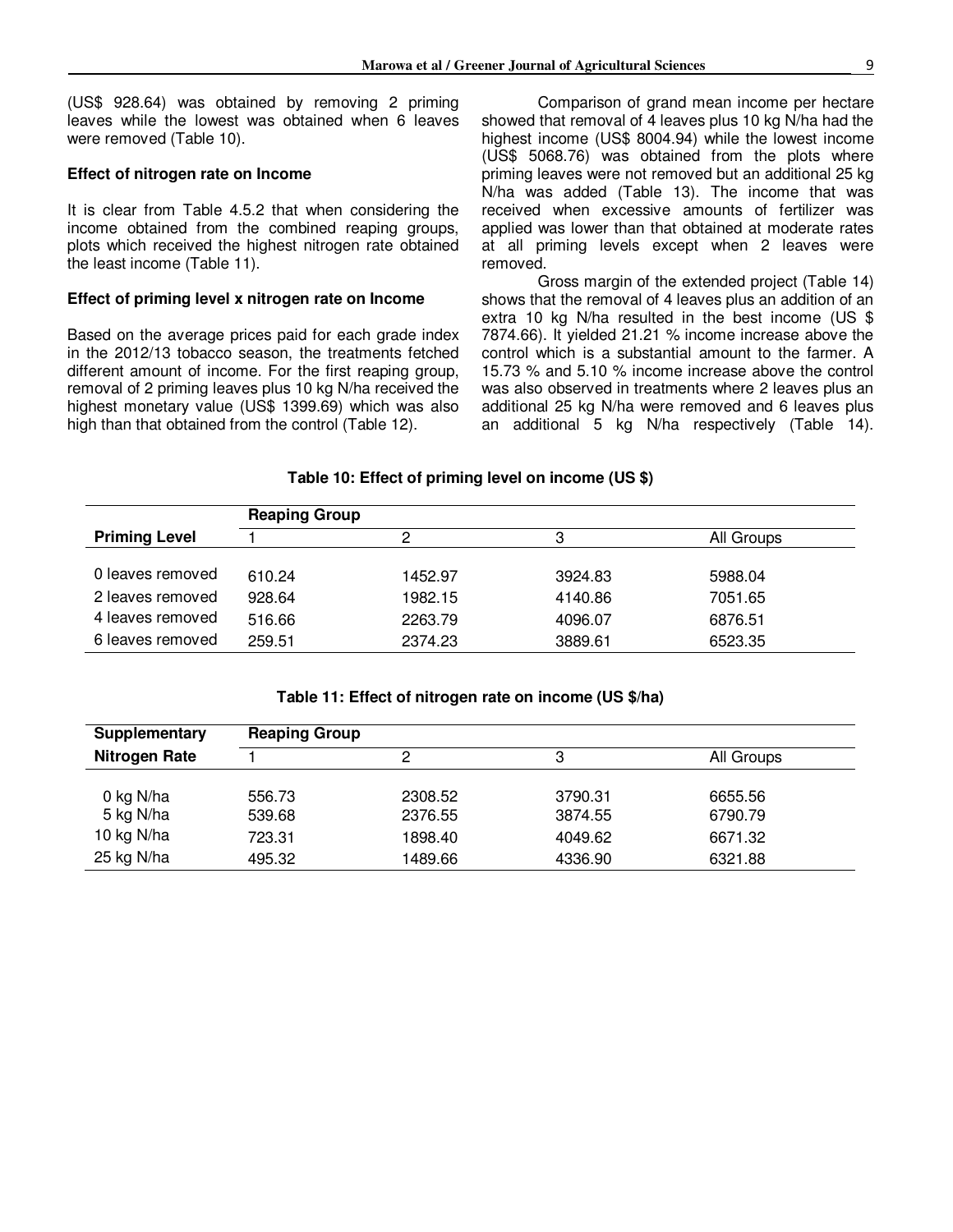(US$ 928.64) was obtained by removing 2 priming leaves while the lowest was obtained when 6 leaves were removed (Table 10).

**Effect of nitrogen rate on Income**

It is clear from Table 4.5.2 that when considering the income obtained from the combined reaping groups, plots which received the highest nitrogen rate obtained the least income (Table 11).

**Effect of priming level x nitrogen rate on Income**

Based on the average prices paid for each grade index in the 2012/13 tobacco season, the treatments fetched different amount of income. For the first reaping group, removal of 2 priming leaves plus 10 kg N/ha received the highest monetary value (US$ 1399.69) which was also high than that obtained from the control (Table 12).

Comparison of grand mean income per hectare showed that removal of 4 leaves plus 10 kg N/ha had the highest income (US$ 8004.94) while the lowest income (US$ 5068.76) was obtained from the plots where priming leaves were not removed but an additional 25 kg N/ha was added (Table 13). The income that was received when excessive amounts of fertilizer was applied was lower than that obtained at moderate rates at all priming levels except when 2 leaves were removed.

Gross margin of the extended project (Table 14) shows that the removal of 4 leaves plus an addition of an extra 10 kg N/ha resulted in the best income (US $ 7874.66). It yielded 21.21 % income increase above the control which is a substantial amount to the farmer. A 15.73 % and 5.10 % income increase above the control was also observed in treatments where 2 leaves plus an additional 25 kg N/ha were removed and 6 leaves plus an additional 5 kg N/ha respectively (Table 14).

**Table 10: Effect of priming level on income (US $)**

| | Reaping Group | | | |
|---|---|---|---|---|
| **Priming Level** | 1 | 2 | 3 | All Groups |
| 0 leaves removed | 610.24 | 1452.97 | 3924.83 | 5988.04 |
| 2 leaves removed | 928.64 | 1982.15 | 4140.86 | 7051.65 |
| 4 leaves removed | 516.66 | 2263.79 | 4096.07 | 6876.51 |
| 6 leaves removed | 259.51 | 2374.23 | 3889.61 | 6523.35 |

**Table 11: Effect of nitrogen rate on income (US $/ha)**

| **Supplementary** | Reaping Group | | | |
|---|---|---|---|---|
| **Nitrogen Rate** | 1 | 2 | 3 | All Groups |
| 0 kg N/ha | 556.73 | 2308.52 | 3790.31 | 6655.56 |
| 5 kg N/ha | 539.68 | 2376.55 | 3874.55 | 6790.79 |
| 10 kg N/ha | 723.31 | 1898.40 | 4049.62 | 6671.32 |
| 25 kg N/ha | 495.32 | 1489.66 | 4336.90 | 6321.88 |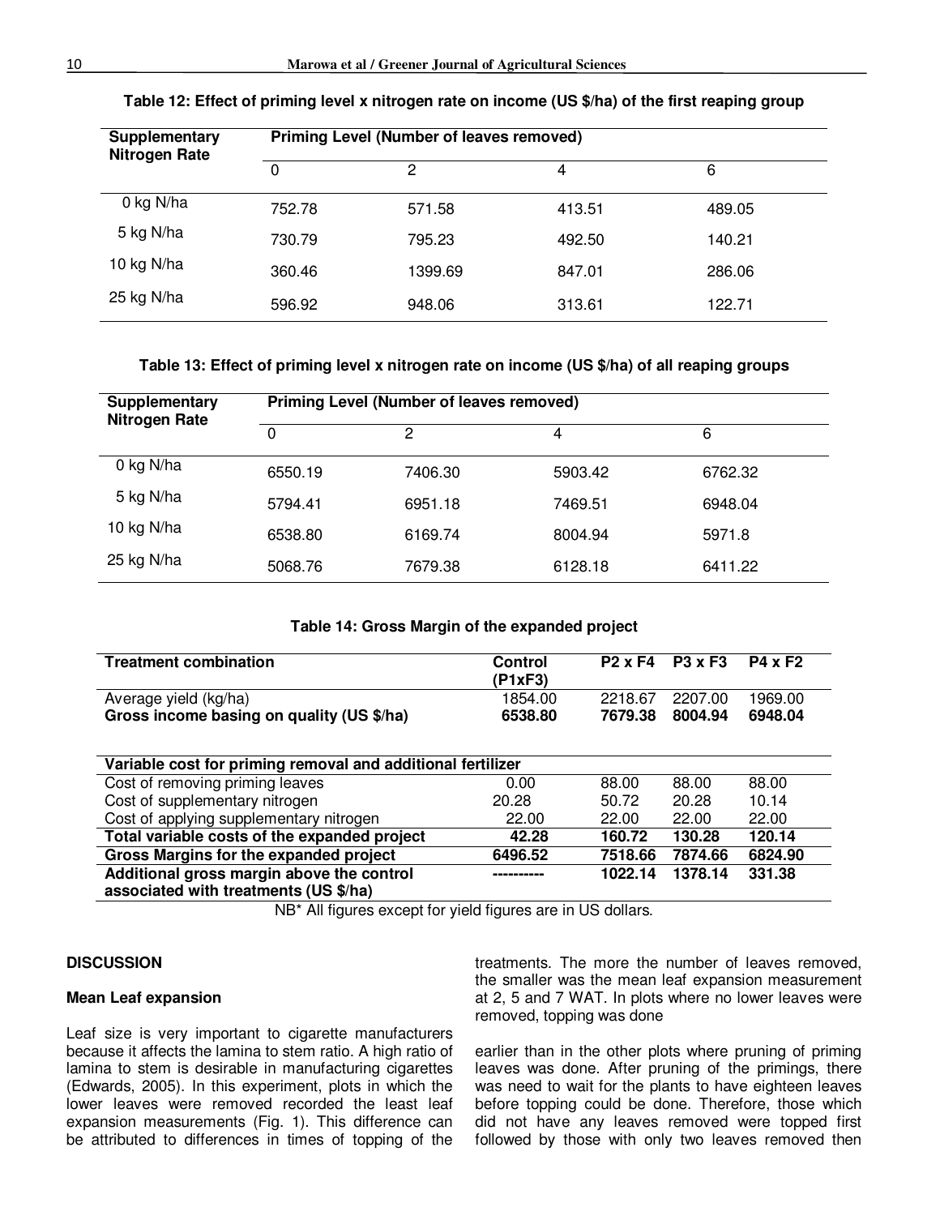**Table 12: Effect of priming level x nitrogen rate on income (US $/ha) of the first reaping group**

| Supplementary Nitrogen Rate | Priming Level (Number of leaves removed) | | | |
|---|---|---|---|---|
| | 0 | 2 | 4 | 6 |
| 0 kg N/ha | 752.78 | 571.58 | 413.51 | 489.05 |
| 5 kg N/ha | 730.79 | 795.23 | 492.50 | 140.21 |
| 10 kg N/ha | 360.46 | 1399.69 | 847.01 | 286.06 |
| 25 kg N/ha | 596.92 | 948.06 | 313.61 | 122.71 |

**Table 13: Effect of priming level x nitrogen rate on income (US $/ha) of all reaping groups**

| Supplementary Nitrogen Rate | Priming Level (Number of leaves removed) | | | |
|---|---|---|---|---|
| | 0 | 2 | 4 | 6 |
| 0 kg N/ha | 6550.19 | 7406.30 | 5903.42 | 6762.32 |
| 5 kg N/ha | 5794.41 | 6951.18 | 7469.51 | 6948.04 |
| 10 kg N/ha | 6538.80 | 6169.74 | 8004.94 | 5971.8 |
| 25 kg N/ha | 5068.76 | 7679.38 | 6128.18 | 6411.22 |

**Table 14: Gross Margin of the expanded project**

| Treatment combination | Control (P1xF3) | P2 x F4 | P3 x F3 | P4 x F2 |
|---|---|---|---|---|
| Average yield (kg/ha) | 1854.00 | 2218.67 | 2207.00 | 1969.00 |
| **Gross income basing on quality (US $/ha)** | **6538.80** | **7679.38** | **8004.94** | **6948.04** |
| **Variable cost for priming removal and additional fertilizer** | | | | |
| Cost of removing priming leaves | 0.00 | 88.00 | 88.00 | 88.00 |
| Cost of supplementary nitrogen | 20.28 | 50.72 | 20.28 | 10.14 |
| Cost of applying supplementary nitrogen | 22.00 | 22.00 | 22.00 | 22.00 |
| **Total variable costs of the expanded project** | **42.28** | **160.72** | **130.28** | **120.14** |
| **Gross Margins for the expanded project** | **6496.52** | **7518.66** | **7874.66** | **6824.90** |
| **Additional gross margin above the control associated with treatments (US $/ha)** | ---------- | **1022.14** | **1378.14** | **331.38** |

NB* All figures except for yield figures are in US dollars.

## DISCUSSION

### Mean Leaf expansion

Leaf size is very important to cigarette manufacturers because it affects the lamina to stem ratio. A high ratio of lamina to stem is desirable in manufacturing cigarettes (Edwards, 2005). In this experiment, plots in which the lower leaves were removed recorded the least leaf expansion measurements (Fig. 1). This difference can be attributed to differences in times of topping of the treatments. The more the number of leaves removed, the smaller was the mean leaf expansion measurement at 2, 5 and 7 WAT. In plots where no lower leaves were removed, topping was done earlier than in the other plots where pruning of priming leaves was done. After pruning of the primings, there was need to wait for the plants to have eighteen leaves before topping could be done. Therefore, those which did not have any leaves removed were topped first followed by those with only two leaves removed then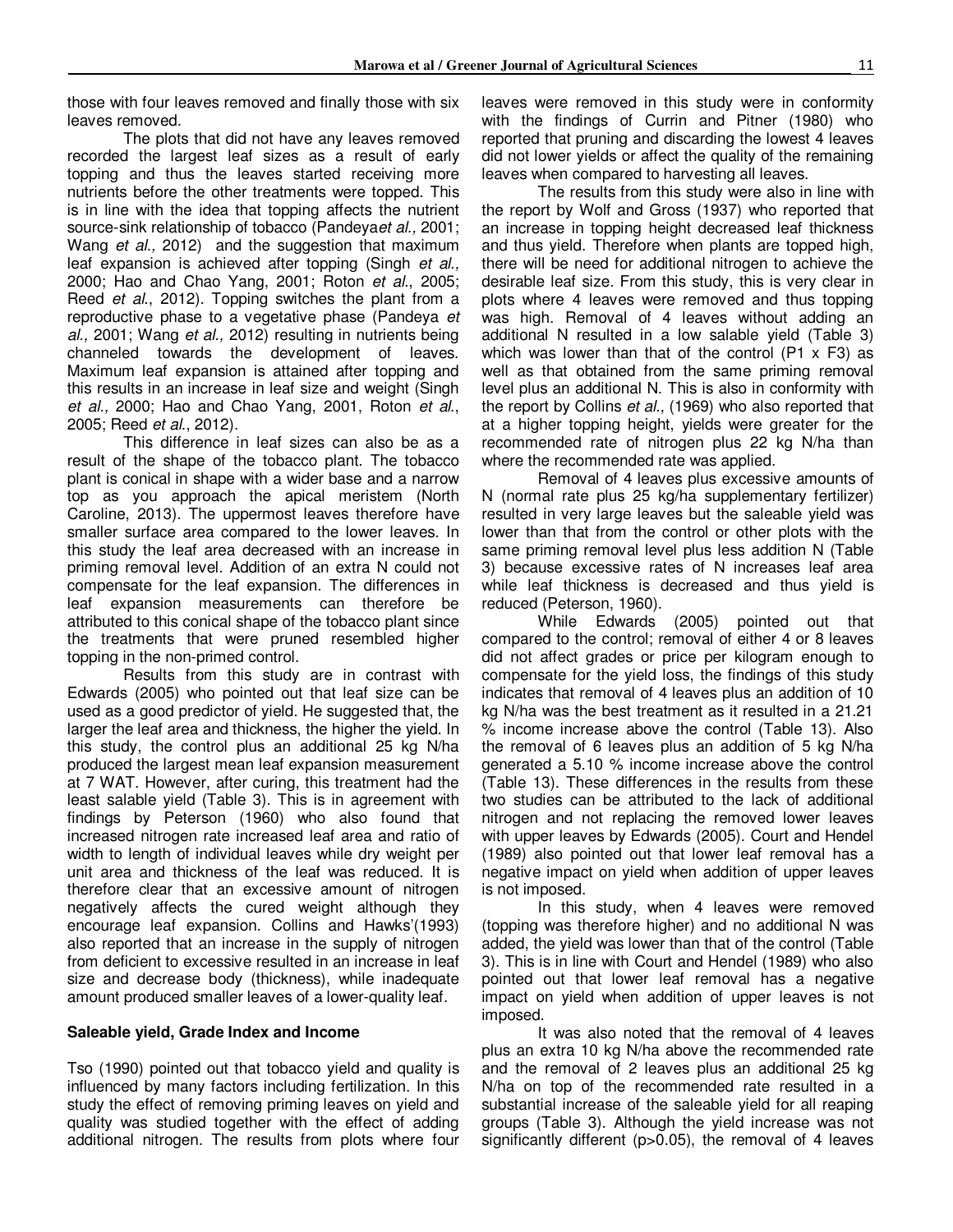those with four leaves removed and finally those with six leaves removed.

The plots that did not have any leaves removed recorded the largest leaf sizes as a result of early topping and thus the leaves started receiving more nutrients before the other treatments were topped. This is in line with the idea that topping affects the nutrient source-sink relationship of tobacco (Pandeya*et al.,* 2001; Wang *et al.,* 2012) and the suggestion that maximum leaf expansion is achieved after topping (Singh *et al.,* 2000; Hao and Chao Yang, 2001; Roton *et al*., 2005; Reed *et al*., 2012). Topping switches the plant from a reproductive phase to a vegetative phase (Pandeya *et al.,* 2001; Wang *et al.,* 2012) resulting in nutrients being channeled towards the development of leaves. Maximum leaf expansion is attained after topping and this results in an increase in leaf size and weight (Singh *et al.,* 2000; Hao and Chao Yang, 2001, Roton *et al*., 2005; Reed *et al*., 2012).

This difference in leaf sizes can also be as a result of the shape of the tobacco plant. The tobacco plant is conical in shape with a wider base and a narrow top as you approach the apical meristem (North Caroline, 2013). The uppermost leaves therefore have smaller surface area compared to the lower leaves. In this study the leaf area decreased with an increase in priming removal level. Addition of an extra N could not compensate for the leaf expansion. The differences in leaf expansion measurements can therefore be attributed to this conical shape of the tobacco plant since the treatments that were pruned resembled higher topping in the non-primed control.

Results from this study are in contrast with Edwards (2005) who pointed out that leaf size can be used as a good predictor of yield. He suggested that, the larger the leaf area and thickness, the higher the yield. In this study, the control plus an additional 25 kg N/ha produced the largest mean leaf expansion measurement at 7 WAT. However, after curing, this treatment had the least salable yield (Table 3). This is in agreement with findings by Peterson (1960) who also found that increased nitrogen rate increased leaf area and ratio of width to length of individual leaves while dry weight per unit area and thickness of the leaf was reduced. It is therefore clear that an excessive amount of nitrogen negatively affects the cured weight although they encourage leaf expansion. Collins and Hawks'(1993) also reported that an increase in the supply of nitrogen from deficient to excessive resulted in an increase in leaf size and decrease body (thickness), while inadequate amount produced smaller leaves of a lower-quality leaf.

## Saleable yield, Grade Index and Income

Tso (1990) pointed out that tobacco yield and quality is influenced by many factors including fertilization. In this study the effect of removing priming leaves on yield and quality was studied together with the effect of adding additional nitrogen. The results from plots where four leaves were removed in this study were in conformity with the findings of Currin and Pitner (1980) who reported that pruning and discarding the lowest 4 leaves did not lower yields or affect the quality of the remaining leaves when compared to harvesting all leaves.

The results from this study were also in line with the report by Wolf and Gross (1937) who reported that an increase in topping height decreased leaf thickness and thus yield. Therefore when plants are topped high, there will be need for additional nitrogen to achieve the desirable leaf size. From this study, this is very clear in plots where 4 leaves were removed and thus topping was high. Removal of 4 leaves without adding an additional N resulted in a low salable yield (Table 3) which was lower than that of the control (P1 x F3) as well as that obtained from the same priming removal level plus an additional N. This is also in conformity with the report by Collins *et al.,* (1969) who also reported that at a higher topping height, yields were greater for the recommended rate of nitrogen plus 22 kg N/ha than where the recommended rate was applied.

Removal of 4 leaves plus excessive amounts of N (normal rate plus 25 kg/ha supplementary fertilizer) resulted in very large leaves but the saleable yield was lower than that from the control or other plots with the same priming removal level plus less addition N (Table 3) because excessive rates of N increases leaf area while leaf thickness is decreased and thus yield is reduced (Peterson, 1960).

While Edwards (2005) pointed out that compared to the control; removal of either 4 or 8 leaves did not affect grades or price per kilogram enough to compensate for the yield loss, the findings of this study indicates that removal of 4 leaves plus an addition of 10 kg N/ha was the best treatment as it resulted in a 21.21 % income increase above the control (Table 13). Also the removal of 6 leaves plus an addition of 5 kg N/ha generated a 5.10 % income increase above the control (Table 13). These differences in the results from these two studies can be attributed to the lack of additional nitrogen and not replacing the removed lower leaves with upper leaves by Edwards (2005). Court and Hendel (1989) also pointed out that lower leaf removal has a negative impact on yield when addition of upper leaves is not imposed.

In this study, when 4 leaves were removed (topping was therefore higher) and no additional N was added, the yield was lower than that of the control (Table 3). This is in line with Court and Hendel (1989) who also pointed out that lower leaf removal has a negative impact on yield when addition of upper leaves is not imposed.

It was also noted that the removal of 4 leaves plus an extra 10 kg N/ha above the recommended rate and the removal of 2 leaves plus an additional 25 kg N/ha on top of the recommended rate resulted in a substantial increase of the saleable yield for all reaping groups (Table 3). Although the yield increase was not significantly different ($p>0.05$), the removal of 4 leaves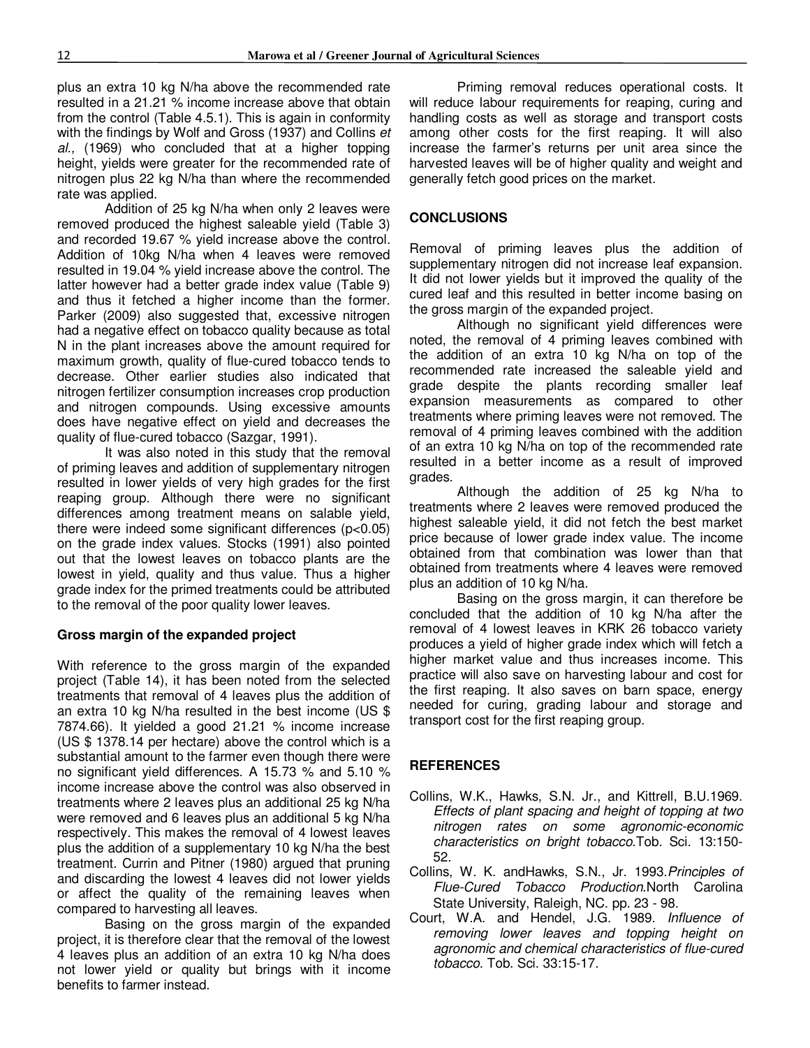plus an extra 10 kg N/ha above the recommended rate resulted in a 21.21 % income increase above that obtain from the control (Table 4.5.1). This is again in conformity with the findings by Wolf and Gross (1937) and Collins *et al.,* (1969) who concluded that at a higher topping height, yields were greater for the recommended rate of nitrogen plus 22 kg N/ha than where the recommended rate was applied.

Addition of 25 kg N/ha when only 2 leaves were removed produced the highest saleable yield (Table 3) and recorded 19.67 % yield increase above the control. Addition of 10kg N/ha when 4 leaves were removed resulted in 19.04 % yield increase above the control. The latter however had a better grade index value (Table 9) and thus it fetched a higher income than the former. Parker (2009) also suggested that, excessive nitrogen had a negative effect on tobacco quality because as total N in the plant increases above the amount required for maximum growth, quality of flue-cured tobacco tends to decrease. Other earlier studies also indicated that nitrogen fertilizer consumption increases crop production and nitrogen compounds. Using excessive amounts does have negative effect on yield and decreases the quality of flue-cured tobacco (Sazgar, 1991).

It was also noted in this study that the removal of priming leaves and addition of supplementary nitrogen resulted in lower yields of very high grades for the first reaping group. Although there were no significant differences among treatment means on salable yield, there were indeed some significant differences ($p<0.05$) on the grade index values. Stocks (1991) also pointed out that the lowest leaves on tobacco plants are the lowest in yield, quality and thus value. Thus a higher grade index for the primed treatments could be attributed to the removal of the poor quality lower leaves.

**Gross margin of the expanded project**

With reference to the gross margin of the expanded project (Table 14), it has been noted from the selected treatments that removal of 4 leaves plus the addition of an extra 10 kg N/ha resulted in the best income (US $ 7874.66). It yielded a good 21.21 % income increase (US $ 1378.14 per hectare) above the control which is a substantial amount to the farmer even though there were no significant yield differences. A 15.73 % and 5.10 % income increase above the control was also observed in treatments where 2 leaves plus an additional 25 kg N/ha were removed and 6 leaves plus an additional 5 kg N/ha respectively. This makes the removal of 4 lowest leaves plus the addition of a supplementary 10 kg N/ha the best treatment. Currin and Pitner (1980) argued that pruning and discarding the lowest 4 leaves did not lower yields or affect the quality of the remaining leaves when compared to harvesting all leaves.

Basing on the gross margin of the expanded project, it is therefore clear that the removal of the lowest 4 leaves plus an addition of an extra 10 kg N/ha does not lower yield or quality but brings with it income benefits to farmer instead.

Priming removal reduces operational costs. It will reduce labour requirements for reaping, curing and handling costs as well as storage and transport costs among other costs for the first reaping. It will also increase the farmer's returns per unit area since the harvested leaves will be of higher quality and weight and generally fetch good prices on the market.

## CONCLUSIONS

Removal of priming leaves plus the addition of supplementary nitrogen did not increase leaf expansion. It did not lower yields but it improved the quality of the cured leaf and this resulted in better income basing on the gross margin of the expanded project.

Although no significant yield differences were noted, the removal of 4 priming leaves combined with the addition of an extra 10 kg N/ha on top of the recommended rate increased the saleable yield and grade despite the plants recording smaller leaf expansion measurements as compared to other treatments where priming leaves were not removed. The removal of 4 priming leaves combined with the addition of an extra 10 kg N/ha on top of the recommended rate resulted in a better income as a result of improved grades.

Although the addition of 25 kg N/ha to treatments where 2 leaves were removed produced the highest saleable yield, it did not fetch the best market price because of lower grade index value. The income obtained from that combination was lower than that obtained from treatments where 4 leaves were removed plus an addition of 10 kg N/ha.

Basing on the gross margin, it can therefore be concluded that the addition of 10 kg N/ha after the removal of 4 lowest leaves in KRK 26 tobacco variety produces a yield of higher grade index which will fetch a higher market value and thus increases income. This practice will also save on harvesting labour and cost for the first reaping. It also saves on barn space, energy needed for curing, grading labour and storage and transport cost for the first reaping group.

## REFERENCES

Collins, W.K., Hawks, S.N. Jr., and Kittrell, B.U.1969. *Effects of plant spacing and height of topping at two nitrogen rates on some agronomic-economic characteristics on bright tobacco*.Tob. Sci. 13:150-52.

Collins, W. K. andHawks, S.N., Jr. 1993.*Principles of Flue-Cured Tobacco Production*.North Carolina State University, Raleigh, NC. pp. 23 - 98.

Court, W.A. and Hendel, J.G. 1989. *Influence of removing lower leaves and topping height on agronomic and chemical characteristics of flue-cured tobacco*. Tob. Sci. 33:15-17.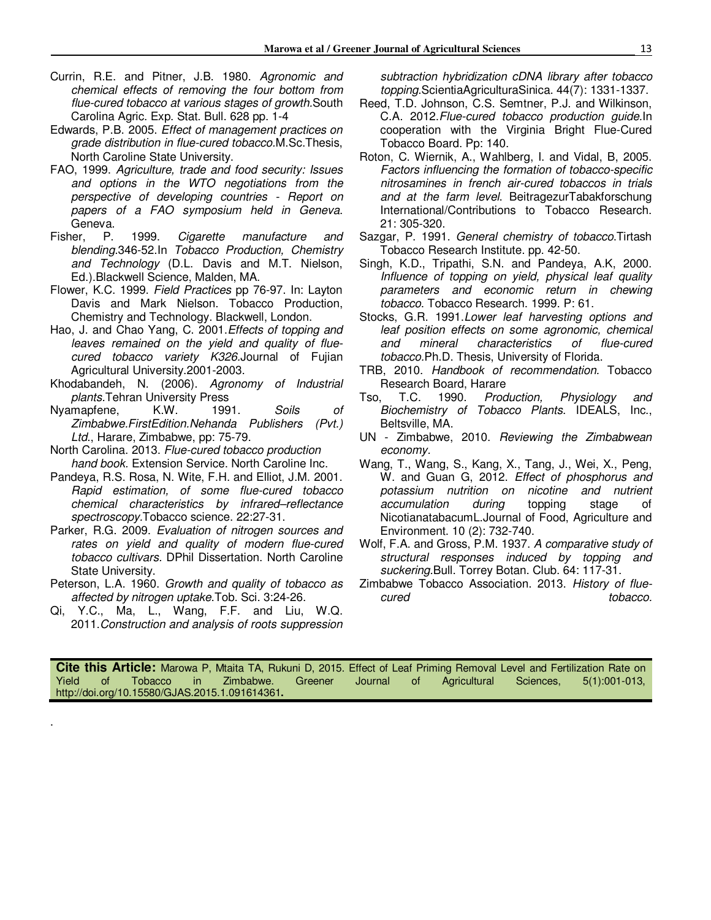Currin, R.E. and Pitner, J.B. 1980. *Agronomic and chemical effects of removing the four bottom from flue-cured tobacco at various stages of growth.*South Carolina Agric. Exp. Stat. Bull. 628 pp. 1-4

Edwards, P.B. 2005. *Effect of management practices on grade distribution in flue-cured tobacco.*M.Sc.Thesis, North Caroline State University.

FAO, 1999. *Agriculture, trade and food security: Issues and options in the WTO negotiations from the perspective of developing countries - Report on papers of a FAO symposium held in Geneva*. Geneva.

Fisher, P. 1999. *Cigarette manufacture and blending.*346-52.In *Tobacco Production, Chemistry and Technology* (D.L. Davis and M.T. Nielson, Ed.).Blackwell Science, Malden, MA.

Flower, K.C. 1999. *Field Practices* pp 76-97. In: Layton Davis and Mark Nielson. Tobacco Production, Chemistry and Technology. Blackwell, London.

Hao, J. and Chao Yang, C. 2001.*Effects of topping and leaves remained on the yield and quality of flue-cured tobacco variety K326.*Journal of Fujian Agricultural University.2001-2003.

Khodabandeh, N. (2006). *Agronomy of Industrial plants.*Tehran University Press

Nyamapfene, K.W. 1991. *Soils of Zimbabwe.FirstEdition.Nehanda Publishers (Pvt.) Ltd.*, Harare, Zimbabwe, pp: 75-79.

North Carolina. 2013. *Flue-cured tobacco production hand book.* Extension Service. North Caroline Inc.

Pandeya, R.S. Rosa, N. Wite, F.H. and Elliot, J.M. 2001. *Rapid estimation, of some flue-cured tobacco chemical characteristics by infrared–reflectance spectroscopy.*Tobacco science. 22:27-31.

Parker, R.G. 2009. *Evaluation of nitrogen sources and rates on yield and quality of modern flue-cured tobacco cultivars.* DPhil Dissertation. North Caroline State University.

Peterson, L.A. 1960. *Growth and quality of tobacco as affected by nitrogen uptake.*Tob. Sci. 3:24-26.

Qi, Y.C., Ma, L., Wang, F.F. and Liu, W.Q. 2011.*Construction and analysis of roots suppression subtraction hybridization cDNA library after tobacco topping.*ScientiaAgriculturaSinica. 44(7): 1331-1337.

Reed, T.D. Johnson, C.S. Semtner, P.J. and Wilkinson, C.A. 2012.*Flue-cured tobacco production guide.*In cooperation with the Virginia Bright Flue-Cured Tobacco Board. Pp: 140.

Roton, C. Wiernik, A., Wahlberg, I. and Vidal, B, 2005. *Factors influencing the formation of tobacco-specific nitrosamines in french air-cured tobaccos in trials and at the farm level.* BeitragezurTabakforschung International/Contributions to Tobacco Research. 21: 305-320.

Sazgar, P. 1991. *General chemistry of tobacco.*Tirtash Tobacco Research Institute. pp. 42-50.

Singh, K.D., Tripathi, S.N. and Pandeya, A.K, 2000. *Influence of topping on yield, physical leaf quality parameters and economic return in chewing tobacco.* Tobacco Research. 1999. P: 61.

Stocks, G.R. 1991.*Lower leaf harvesting options and leaf position effects on some agronomic, chemical and mineral characteristics of flue-cured tobacco.*Ph.D. Thesis, University of Florida.

TRB, 2010. *Handbook of recommendation.* Tobacco Research Board, Harare

Tso, T.C. 1990. *Production, Physiology and Biochemistry of Tobacco Plants*. IDEALS, Inc., Beltsville, MA.

UN - Zimbabwe, 2010. *Reviewing the Zimbabwean economy*.

Wang, T., Wang, S., Kang, X., Tang, J., Wei, X., Peng, W. and Guan G, 2012. *Effect of phosphorus and potassium nutrition on nicotine and nutrient accumulation during* topping stage of NicotianatabacumL.Journal of Food, Agriculture and Environment. 10 (2): 732-740.

Wolf, F.A. and Gross, P.M. 1937. *A comparative study of structural responses induced by topping and suckering.*Bull. Torrey Botan. Club. 64: 117-31.

Zimbabwe Tobacco Association. 2013. *History of flue-cured tobacco.*

**Cite this Article:** Marowa P, Mtaita TA, Rukuni D, 2015. Effect of Leaf Priming Removal Level and Fertilization Rate on Yield of Tobacco in Zimbabwe. Greener Journal of Agricultural Sciences, 5(1):001-013, http://doi.org/10.15580/GJAS.2015.1.091614361**.**